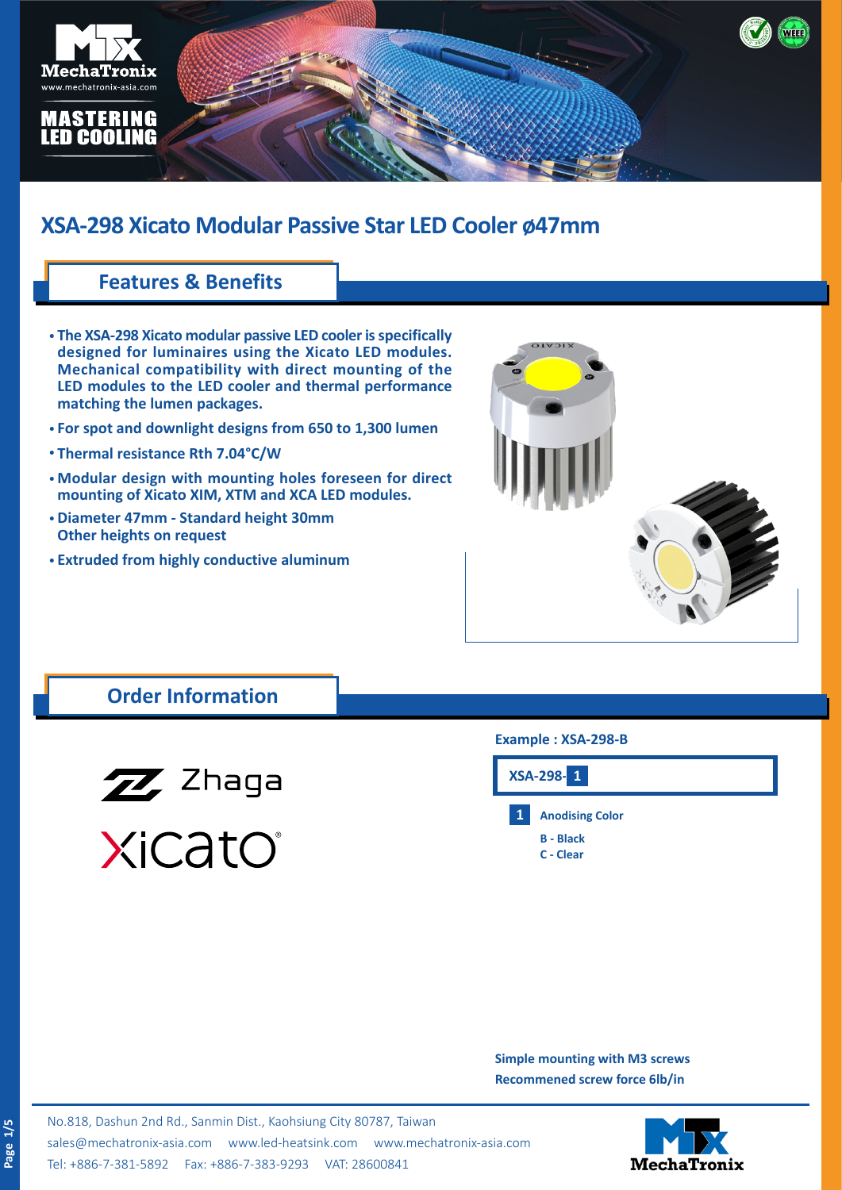# XSA-298 Xicato Modular Passive Star LED Cooler ø47mm

## Features & Benefits

- **The XSA-298 Xicato modular passive LED cooler is specifically designed for luminaires using the Xicato LED modules. Mechanical compatibility with direct mounting of the LED modules to the LED cooler and thermal performance matching the lumen packages.**
- **For spot and downlight designs from 650 to 1,300 lumen**
- **Thermal resistance Rth 7.04°C/W**
- **Modular design with mounting holes foreseen for direct mounting of Xicato XIM, XTM and XCA LED modules.**
- **Diameter 47mm - Standard height 30mm Other heights on request**
- **Extruded from highly conductive aluminum**

## Order Information

Zhaga

Xicato

**Example : XSA-298-B**

**XSA-298- 1**

**1 Anodising Color**

**B - Black**
**C - Clear**

**Simple mounting with M3 screws**
**Recommened screw force 6lb/in**

No.818, Dashun 2nd Rd., Sanmin Dist., Kaohsiung City 80787, Taiwan
sales@mechatronix-asia.com www.led-heatsink.com www.mechatronix-asia.com
Tel: +886-7-381-5892 Fax: +886-7-383-9293 VAT: 28600841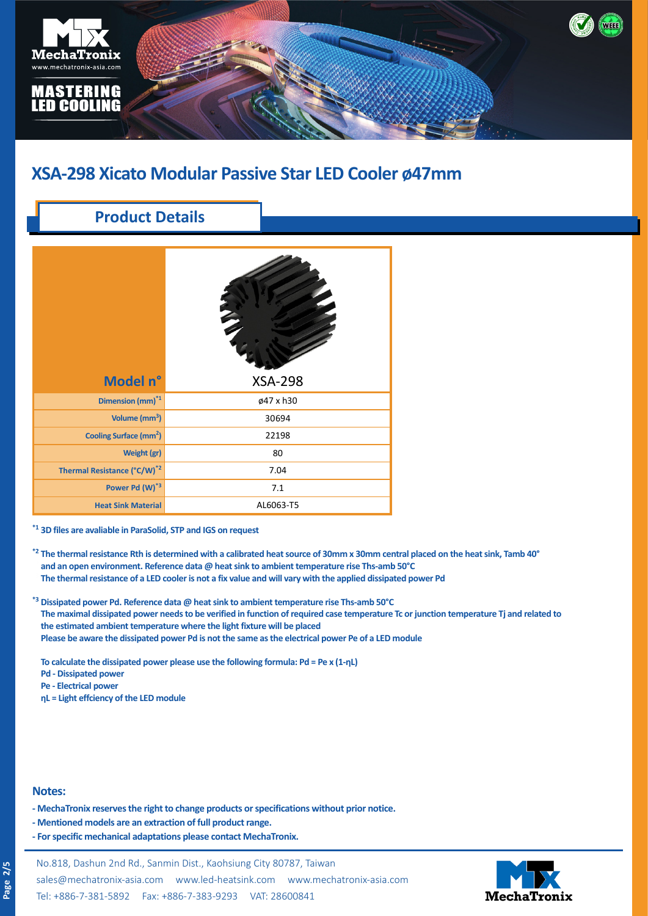# XSA-298 Xicato Modular Passive Star LED Cooler ø47mm

## Product Details

| Model n° | XSA-298 |
|---|---|
| Dimension (mm)[*1] | ø47 x h30 |
| Volume ($mm^3$) | 30694 |
| Cooling Surface ($mm^2$) | 22198 |
| Weight (gr) | 80 |
| Thermal Resistance (°C/W)[*2] | 7.04 |
| Power Pd (W)[*3] | 7.1 |
| Heat Sink Material | AL6063-T5 |

[*1] **3D files are avaliable in ParaSolid, STP and IGS on request**

[*2] **The thermal resistance Rth is determined with a calibrated heat source of 30mm x 30mm central placed on the heat sink, Tamb 40° and an open environment. Reference data @ heat sink to ambient temperature rise Ths-amb 50°C**
**The thermal resistance of a LED cooler is not a fix value and will vary with the applied dissipated power Pd**

[*3] **Dissipated power Pd. Reference data @ heat sink to ambient temperature rise Ths-amb 50°C**
**The maximal dissipated power needs to be verified in function of required case temperature Tc or junction temperature Tj and related to the estimated ambient temperature where the light fixture will be placed**
**Please be aware the dissipated power Pd is not the same as the electrical power Pe of a LED module**

**To calculate the dissipated power please use the following formula: Pd = Pe x (1-ηL)**
**Pd - Dissipated power**
**Pe - Electrical power**
**ηL = Light effciency of the LED module**

### Notes:

- **MechaTronix reserves the right to change products or specifications without prior notice.**
- **Mentioned models are an extraction of full product range.**
- **For specific mechanical adaptations please contact MechaTronix.**

No.818, Dashun 2nd Rd., Sanmin Dist., Kaohsiung City 80787, Taiwan
sales@mechatronix-asia.com www.led-heatsink.com www.mechatronix-asia.com
Tel: +886-7-381-5892 Fax: +886-7-383-9293 VAT: 28600841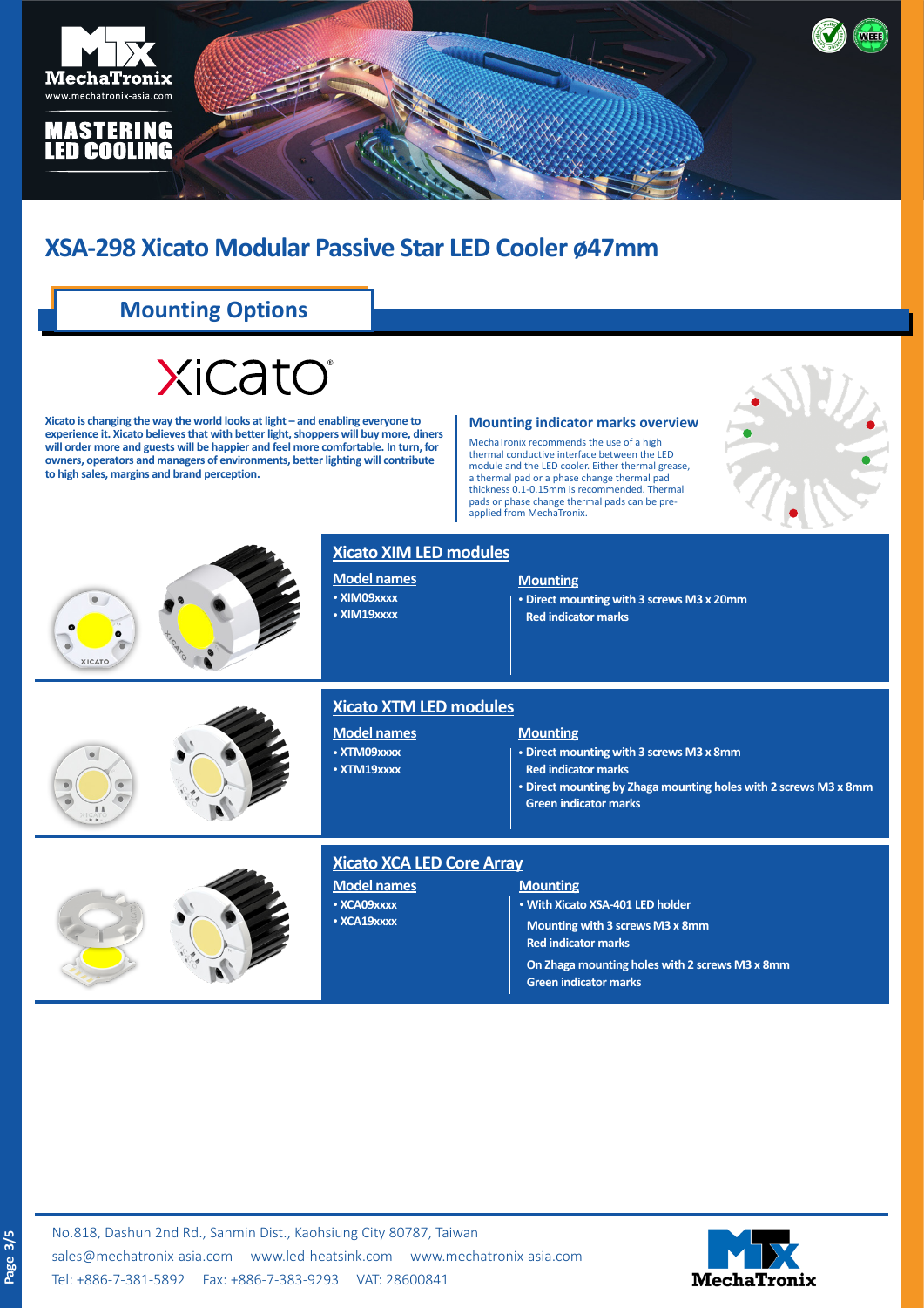# XSA-298 Xicato Modular Passive Star LED Cooler ø47mm

## Mounting Options

**Xicato is changing the way the world looks at light – and enabling everyone to experience it. Xicato believes that with better light, shoppers will buy more, diners will order more and guests will be happier and feel more comfortable. In turn, for owners, operators and managers of environments, better lighting will contribute to high sales, margins and brand perception.**

### Mounting indicator marks overview

MechaTronix recommends the use of a high thermal conductive interface between the LED module and the LED cooler. Either thermal grease, a thermal pad or a phase change thermal pad thickness 0.1-0.15mm is recommended. Thermal pads or phase change thermal pads can be pre-applied from MechaTronix.

### Xicato XIM LED modules

**Model names**
- XIM09xxxx
- XIM19xxxx

**Mounting**
- Direct mounting with 3 screws M3 x 20mm
  Red indicator marks

### Xicato XTM LED modules

**Model names**
- XTM09xxxx
- XTM19xxxx

**Mounting**
- Direct mounting with 3 screws M3 x 8mm
  Red indicator marks
- Direct mounting by Zhaga mounting holes with 2 screws M3 x 8mm
  Green indicator marks

### Xicato XCA LED Core Array

**Model names**
- XCA09xxxx
- XCA19xxxx

**Mounting**
- With Xicato XSA-401 LED holder
  Mounting with 3 screws M3 x 8mm
  Red indicator marks
  On Zhaga mounting holes with 2 screws M3 x 8mm
  Green indicator marks

No.818, Dashun 2nd Rd., Sanmin Dist., Kaohsiung City 80787, Taiwan
sales@mechatronix-asia.com www.led-heatsink.com www.mechatronix-asia.com
Tel: +886-7-381-5892 Fax: +886-7-383-9293 VAT: 28600841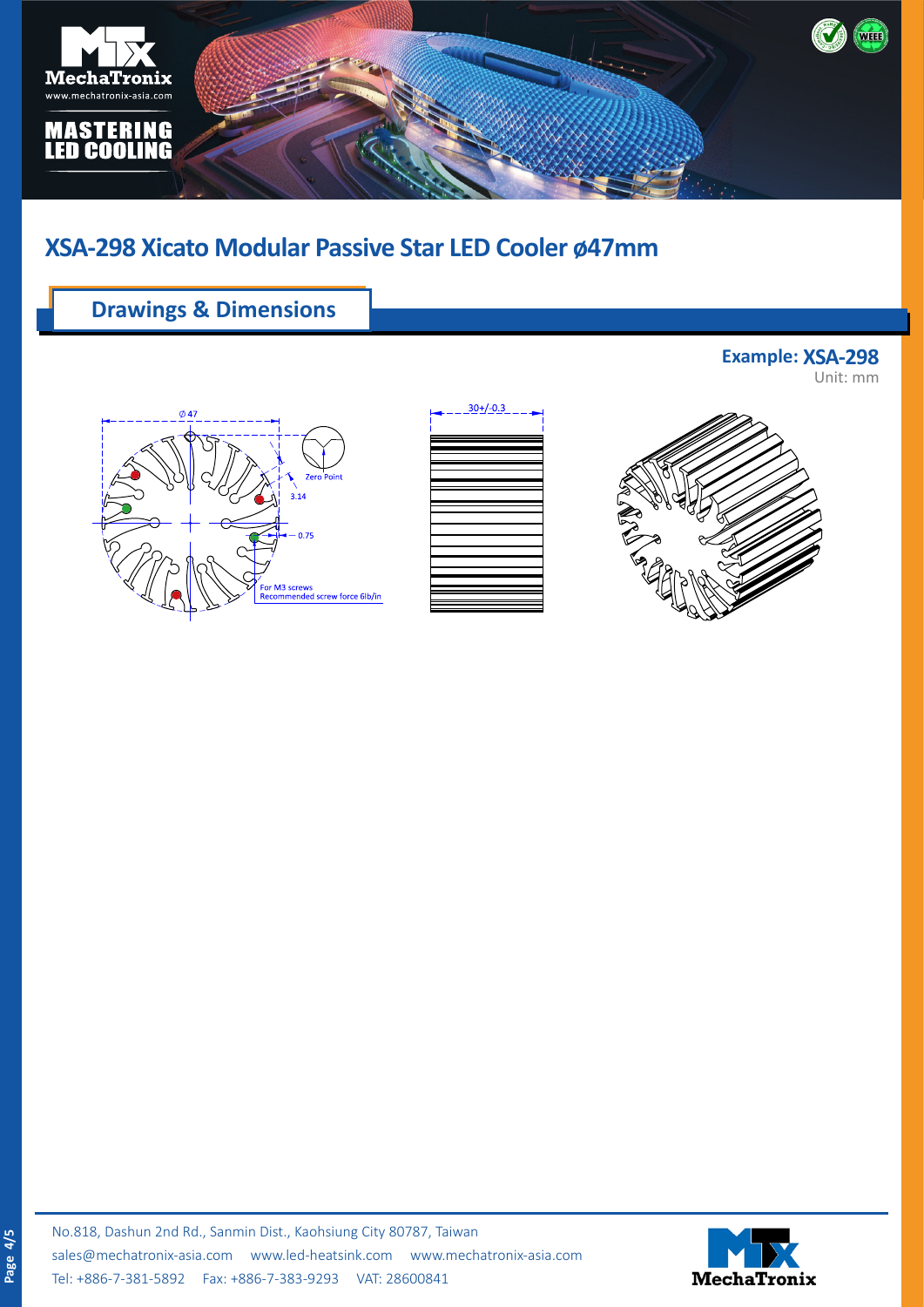# XSA-298 Xicato Modular Passive Star LED Cooler ø47mm

## Drawings & Dimensions

**Example: XSA-298**
Unit: mm

Ø 47

Zero Point

3.14

0.75

For M3 screws
Recommended screw force 6lb/in

30+/-0.3

No.818, Dashun 2nd Rd., Sanmin Dist., Kaohsiung City 80787, Taiwan
sales@mechatronix-asia.com www.led-heatsink.com www.mechatronix-asia.com
Tel: +886-7-381-5892 Fax: +886-7-383-9293 VAT: 28600841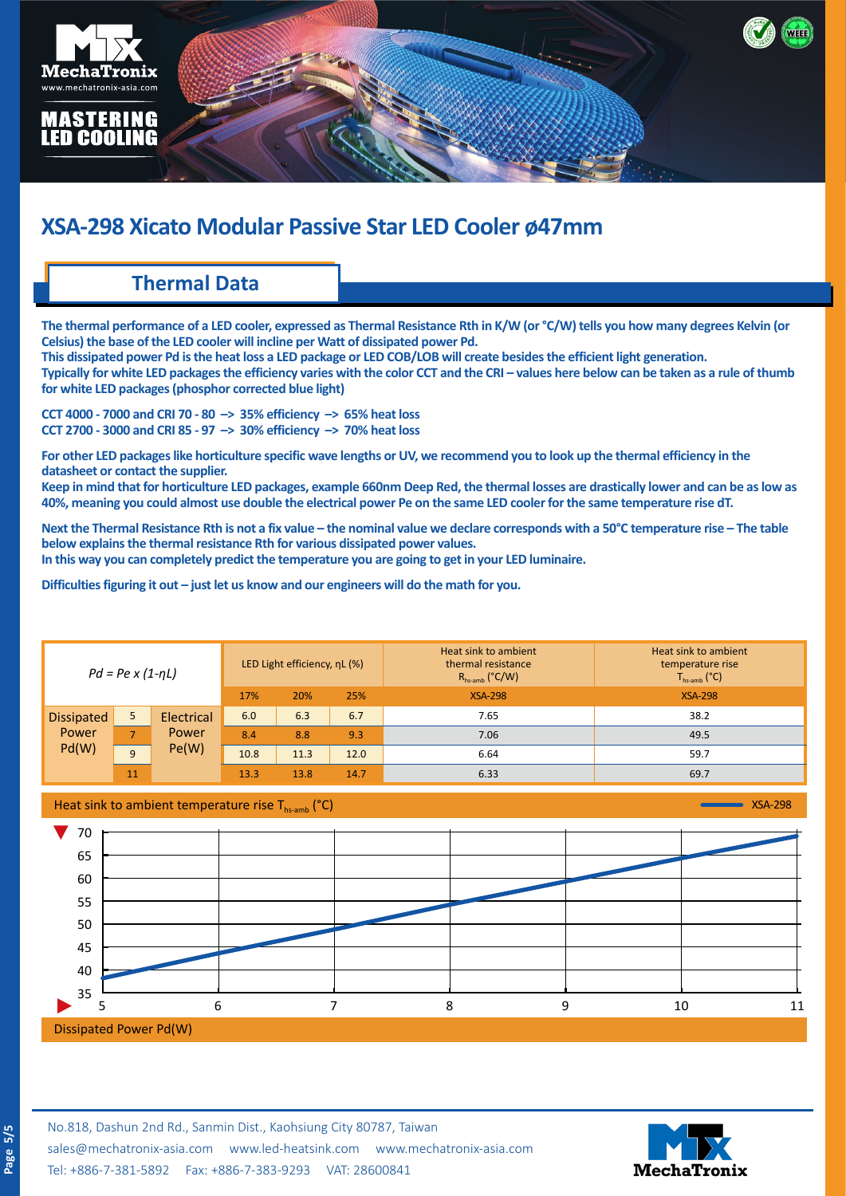# XSA-298 Xicato Modular Passive Star LED Cooler ø47mm

## Thermal Data

**The thermal performance of a LED cooler, expressed as Thermal Resistance Rth in K/W (or °C/W) tells you how many degrees Kelvin (or Celsius) the base of the LED cooler will incline per Watt of dissipated power Pd.**
**This dissipated power Pd is the heat loss a LED package or LED COB/LOB will create besides the efficient light generation.**
**Typically for white LED packages the efficiency varies with the color CCT and the CRI – values here below can be taken as a rule of thumb for white LED packages (phosphor corrected blue light)**

**CCT 4000 - 7000 and CRI 70 - 80 –> 35% efficiency –> 65% heat loss**
**CCT 2700 - 3000 and CRI 85 - 97 –> 30% efficiency –> 70% heat loss**

**For other LED packages like horticulture specific wave lengths or UV, we recommend you to look up the thermal efficiency in the datasheet or contact the supplier.**
**Keep in mind that for horticulture LED packages, example 660nm Deep Red, the thermal losses are drastically lower and can be as low as 40%, meaning you could almost use double the electrical power Pe on the same LED cooler for the same temperature rise dT.**

**Next the Thermal Resistance Rth is not a fix value – the nominal value we declare corresponds with a 50°C temperature rise – The table below explains the thermal resistance Rth for various dissipated power values.**
**In this way you can completely predict the temperature you are going to get in your LED luminaire.**

**Difficulties figuring it out – just let us know and our engineers will do the math for you.**

| *Pd = Pe x (1-ηL)* | | | LED Light efficiency, ηL (%) | | | Heat sink to ambient thermal resistance $R_{hs\text{-}amb}$ (°C/W) | Heat sink to ambient temperature rise $T_{hs\text{-}amb}$ (°C) |
|---|---|---|---|---|---|---|---|
| | | | 17% | 20% | 25% | XSA-298 | XSA-298 |
| Dissipated Power Pd(W) | 5 | Electrical Power Pe(W) | 6.0 | 6.3 | 6.7 | 7.65 | 38.2 |
| | 7 | | 8.4 | 8.8 | 9.3 | 7.06 | 49.5 |
| | 9 | | 10.8 | 11.3 | 12.0 | 6.64 | 59.7 |
| | 11 | | 13.3 | 13.8 | 14.7 | 6.33 | 69.7 |

Heat sink to ambient temperature rise $T_{hs\text{-}amb}$ (°C)

XSA-298

70
65
60
55
50
45
40
35

5 6 7 8 9 10 11

Dissipated Power Pd(W)

No.818, Dashun 2nd Rd., Sanmin Dist., Kaohsiung City 80787, Taiwan
sales@mechatronix-asia.com www.led-heatsink.com www.mechatronix-asia.com
Tel: +886-7-381-5892 Fax: +886-7-383-9293 VAT: 28600841